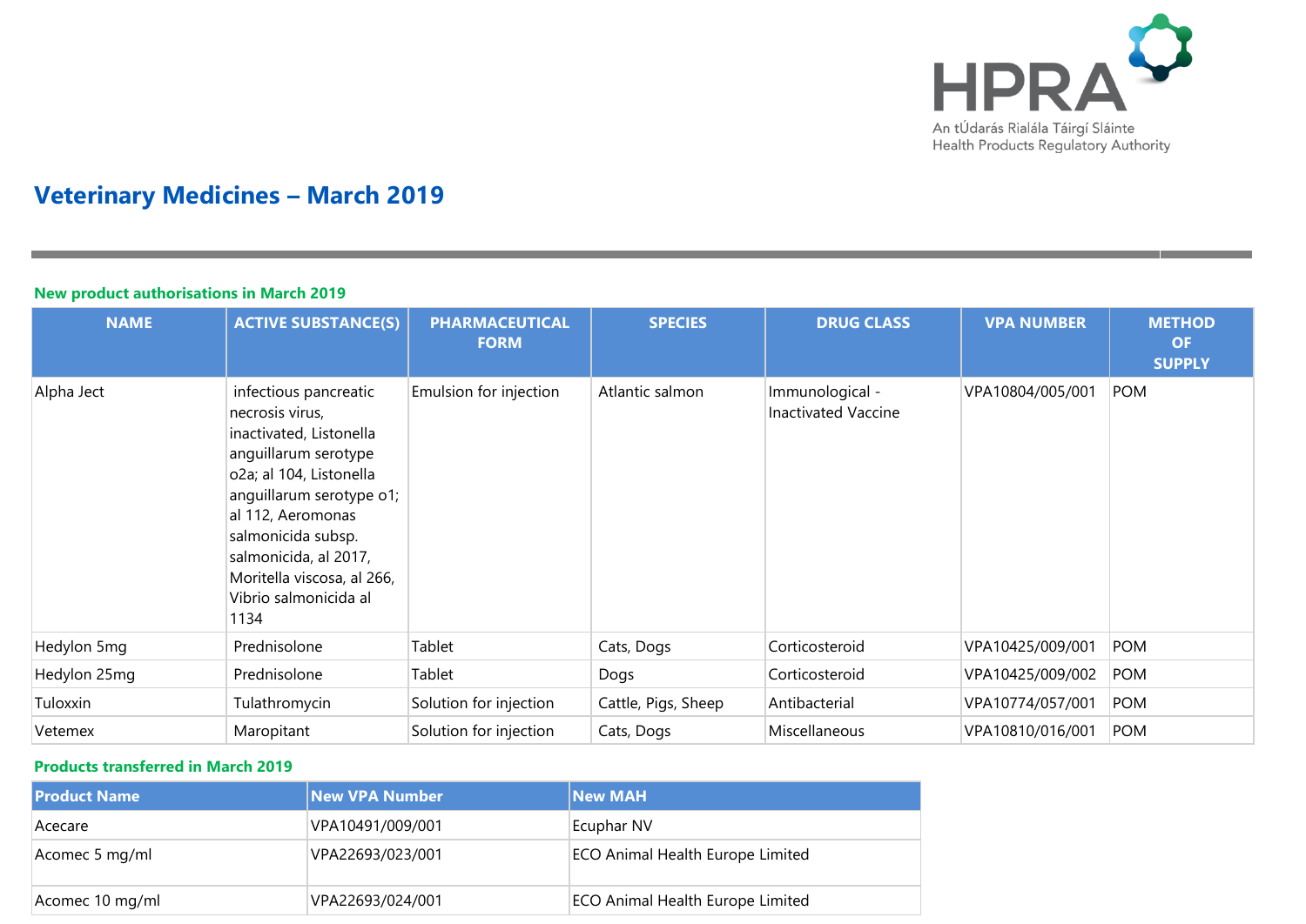An tÚdarás Rialála Táirgí Sláinte
Health Products Regulatory Authority

# Veterinary Medicines – March 2019

## New product authorisations in March 2019

| NAME | ACTIVE SUBSTANCE(S) | PHARMACEUTICAL FORM | SPECIES | DRUG CLASS | VPA NUMBER | METHOD OF SUPPLY |
|---|---|---|---|---|---|---|
| Alpha Ject | infectious pancreatic necrosis virus, inactivated, Listonella anguillarum serotype o2a; al 104, Listonella anguillarum serotype o1; al 112, Aeromonas salmonicida subsp. salmonicida, al 2017, Moritella viscosa, al 266, Vibrio salmonicida al 1134 | Emulsion for injection | Atlantic salmon | Immunological - Inactivated Vaccine | VPA10804/005/001 | POM |
| Hedylon 5mg | Prednisolone | Tablet | Cats, Dogs | Corticosteroid | VPA10425/009/001 | POM |
| Hedylon 25mg | Prednisolone | Tablet | Dogs | Corticosteroid | VPA10425/009/002 | POM |
| Tuloxxin | Tulathromycin | Solution for injection | Cattle, Pigs, Sheep | Antibacterial | VPA10774/057/001 | POM |
| Vetemex | Maropitant | Solution for injection | Cats, Dogs | Miscellaneous | VPA10810/016/001 | POM |

## Products transferred in March 2019

| Product Name | New VPA Number | New MAH |
|---|---|---|
| Acecare | VPA10491/009/001 | Ecuphar NV |
| Acomec 5 mg/ml | VPA22693/023/001 | ECO Animal Health Europe Limited |
| Acomec 10 mg/ml | VPA22693/024/001 | ECO Animal Health Europe Limited |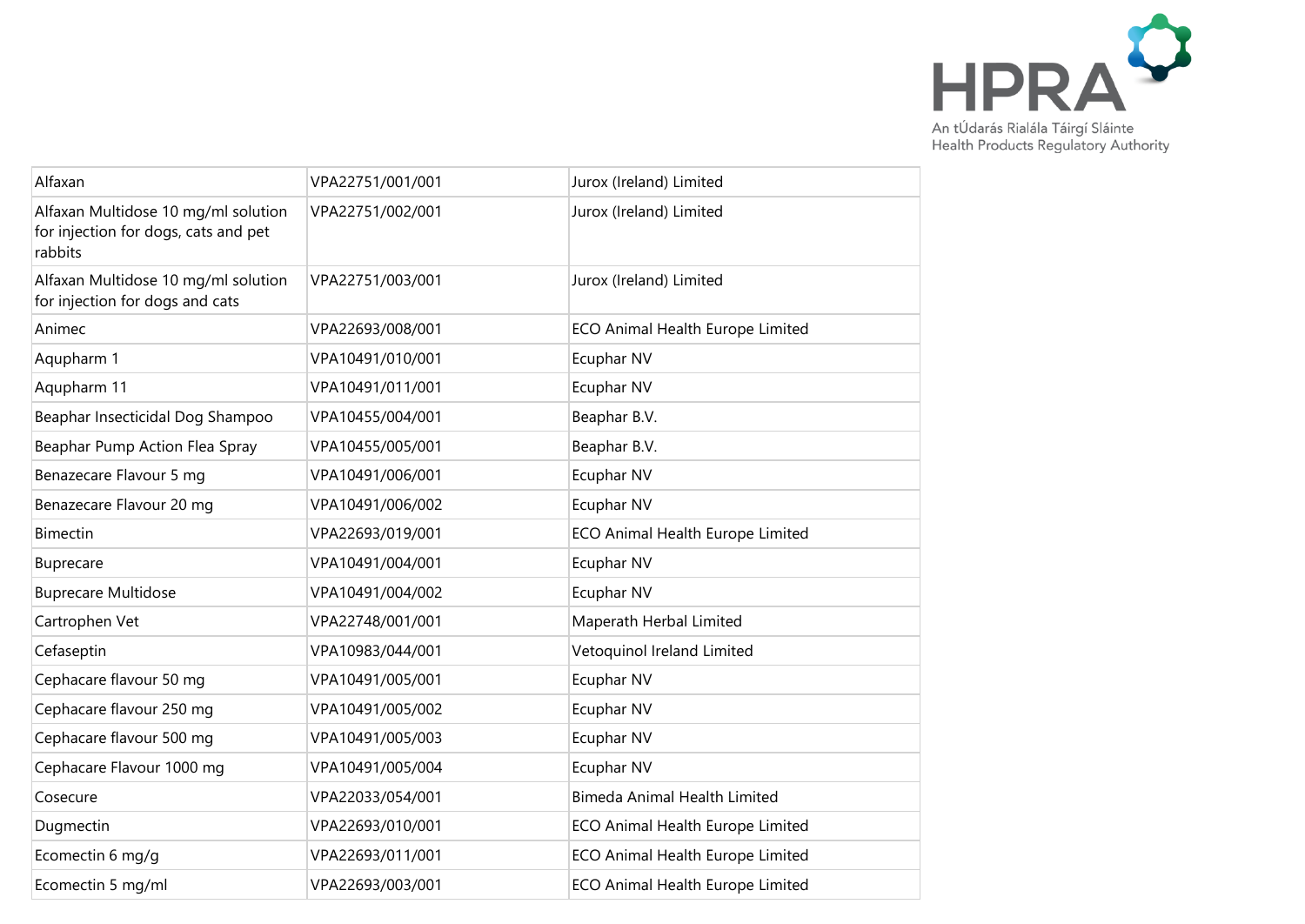| Alfaxan | VPA22751/001/001 | Jurox (Ireland) Limited |
|---|---|---|
| Alfaxan Multidose 10 mg/ml solution for injection for dogs, cats and pet rabbits | VPA22751/002/001 | Jurox (Ireland) Limited |
| Alfaxan Multidose 10 mg/ml solution for injection for dogs and cats | VPA22751/003/001 | Jurox (Ireland) Limited |
| Animec | VPA22693/008/001 | ECO Animal Health Europe Limited |
| Aqupharm 1 | VPA10491/010/001 | Ecuphar NV |
| Aqupharm 11 | VPA10491/011/001 | Ecuphar NV |
| Beaphar Insecticidal Dog Shampoo | VPA10455/004/001 | Beaphar B.V. |
| Beaphar Pump Action Flea Spray | VPA10455/005/001 | Beaphar B.V. |
| Benazecare Flavour 5 mg | VPA10491/006/001 | Ecuphar NV |
| Benazecare Flavour 20 mg | VPA10491/006/002 | Ecuphar NV |
| Bimectin | VPA22693/019/001 | ECO Animal Health Europe Limited |
| Buprecare | VPA10491/004/001 | Ecuphar NV |
| Buprecare Multidose | VPA10491/004/002 | Ecuphar NV |
| Cartrophen Vet | VPA22748/001/001 | Maperath Herbal Limited |
| Cefaseptin | VPA10983/044/001 | Vetoquinol Ireland Limited |
| Cephacare flavour 50 mg | VPA10491/005/001 | Ecuphar NV |
| Cephacare flavour 250 mg | VPA10491/005/002 | Ecuphar NV |
| Cephacare flavour 500 mg | VPA10491/005/003 | Ecuphar NV |
| Cephacare Flavour 1000 mg | VPA10491/005/004 | Ecuphar NV |
| Cosecure | VPA22033/054/001 | Bimeda Animal Health Limited |
| Dugmectin | VPA22693/010/001 | ECO Animal Health Europe Limited |
| Ecomectin 6 mg/g | VPA22693/011/001 | ECO Animal Health Europe Limited |
| Ecomectin 5 mg/ml | VPA22693/003/001 | ECO Animal Health Europe Limited |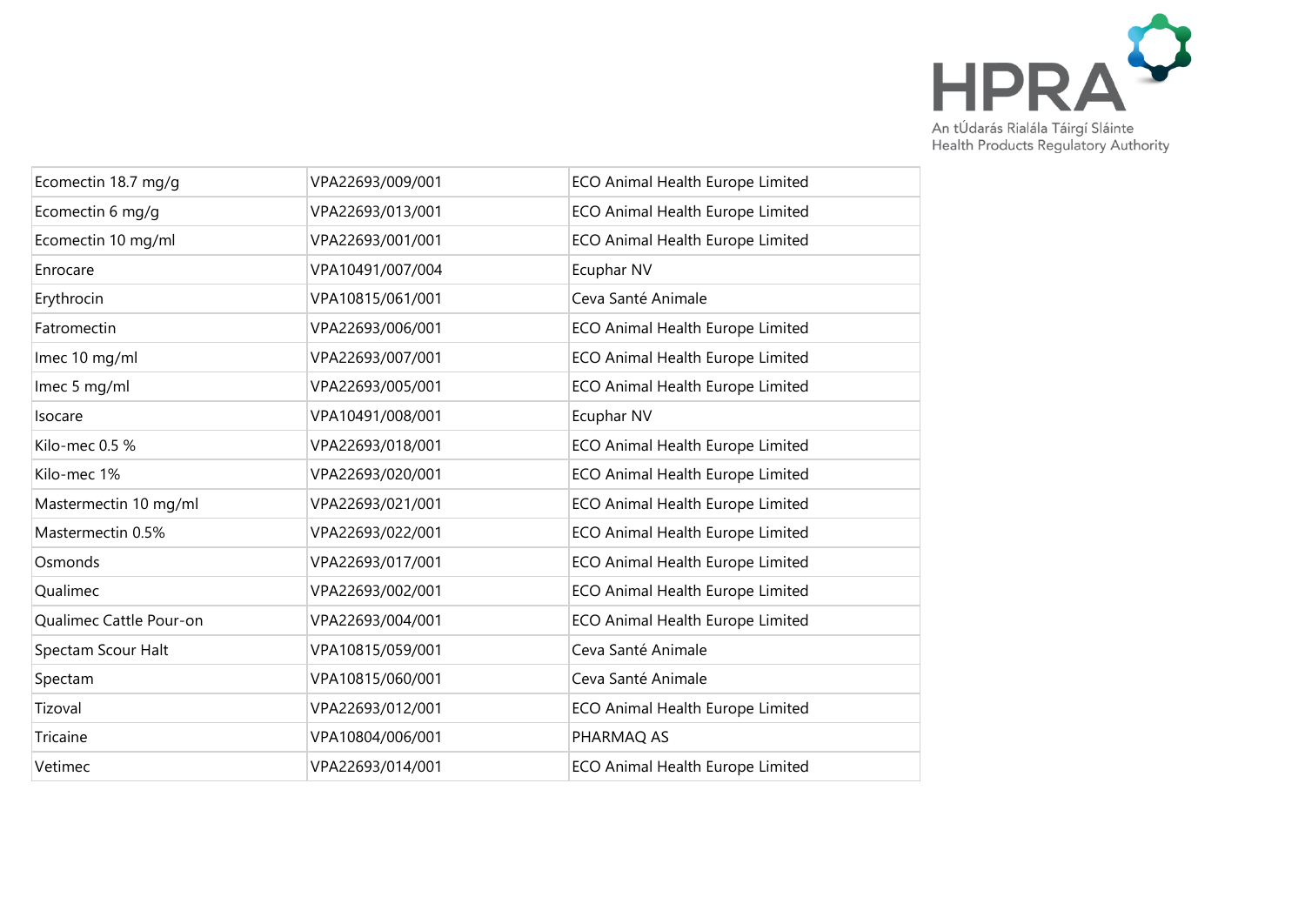| | | |
|---|---|---|
| Ecomectin 18.7 mg/g | VPA22693/009/001 | ECO Animal Health Europe Limited |
| Ecomectin 6 mg/g | VPA22693/013/001 | ECO Animal Health Europe Limited |
| Ecomectin 10 mg/ml | VPA22693/001/001 | ECO Animal Health Europe Limited |
| Enrocare | VPA10491/007/004 | Ecuphar NV |
| Erythrocin | VPA10815/061/001 | Ceva Santé Animale |
| Fatromectin | VPA22693/006/001 | ECO Animal Health Europe Limited |
| Imec 10 mg/ml | VPA22693/007/001 | ECO Animal Health Europe Limited |
| Imec 5 mg/ml | VPA22693/005/001 | ECO Animal Health Europe Limited |
| Isocare | VPA10491/008/001 | Ecuphar NV |
| Kilo-mec 0.5 % | VPA22693/018/001 | ECO Animal Health Europe Limited |
| Kilo-mec 1% | VPA22693/020/001 | ECO Animal Health Europe Limited |
| Mastermectin 10 mg/ml | VPA22693/021/001 | ECO Animal Health Europe Limited |
| Mastermectin 0.5% | VPA22693/022/001 | ECO Animal Health Europe Limited |
| Osmonds | VPA22693/017/001 | ECO Animal Health Europe Limited |
| Qualimec | VPA22693/002/001 | ECO Animal Health Europe Limited |
| Qualimec Cattle Pour-on | VPA22693/004/001 | ECO Animal Health Europe Limited |
| Spectam Scour Halt | VPA10815/059/001 | Ceva Santé Animale |
| Spectam | VPA10815/060/001 | Ceva Santé Animale |
| Tizoval | VPA22693/012/001 | ECO Animal Health Europe Limited |
| Tricaine | VPA10804/006/001 | PHARMAQ AS |
| Vetimec | VPA22693/014/001 | ECO Animal Health Europe Limited |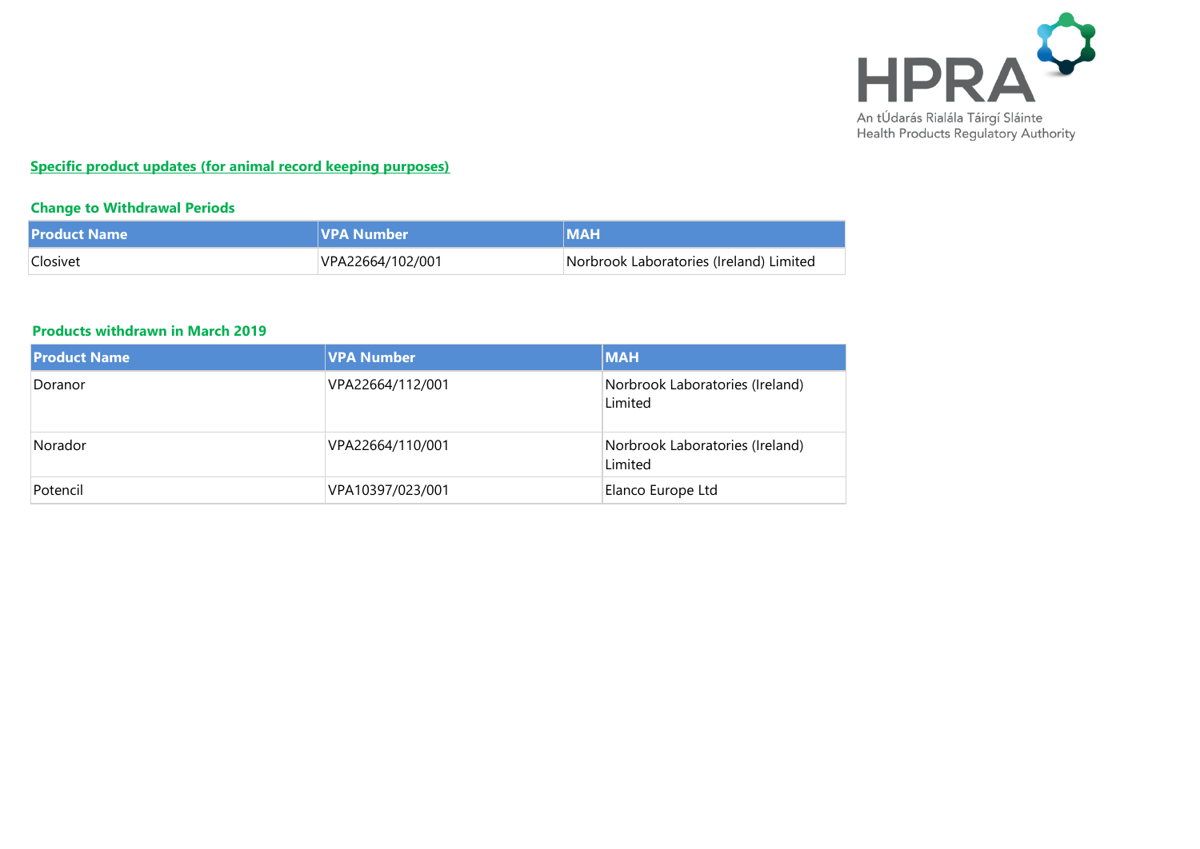## Specific product updates (for animal record keeping purposes)

### Change to Withdrawal Periods

| Product Name | VPA Number | MAH |
|---|---|---|
| Closivet | VPA22664/102/001 | Norbrook Laboratories (Ireland) Limited |

### Products withdrawn in March 2019

| Product Name | VPA Number | MAH |
|---|---|---|
| Doranor | VPA22664/112/001 | Norbrook Laboratories (Ireland) Limited |
| Norador | VPA22664/110/001 | Norbrook Laboratories (Ireland) Limited |
| Potencil | VPA10397/023/001 | Elanco Europe Ltd |